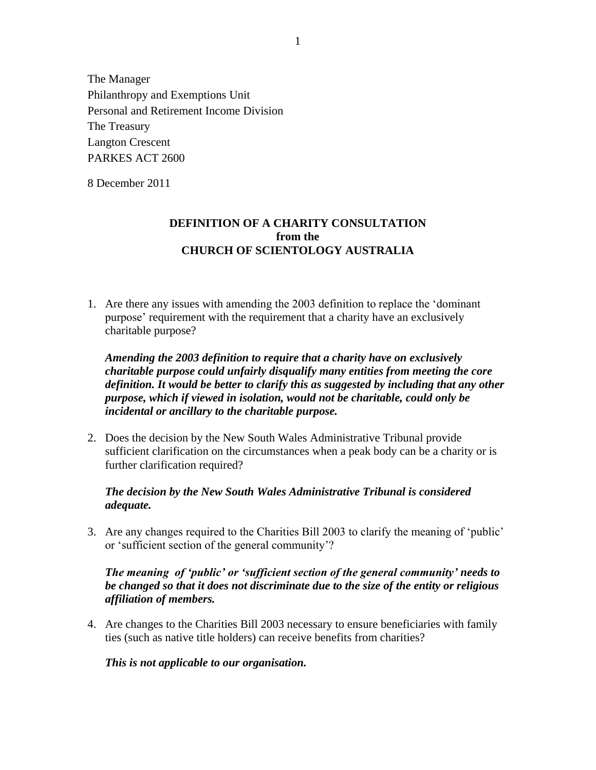The Manager
Philanthropy and Exemptions Unit
Personal and Retirement Income Division
The Treasury
Langton Crescent
PARKES ACT 2600

8 December 2011

**DEFINITION OF A CHARITY CONSULTATION**
**from the**
**CHURCH OF SCIENTOLOGY AUSTRALIA**

1. Are there any issues with amending the 2003 definition to replace the 'dominant purpose' requirement with the requirement that a charity have an exclusively charitable purpose?

   ***Amending the 2003 definition to require that a charity have on exclusively charitable purpose could unfairly disqualify many entities from meeting the core definition. It would be better to clarify this as suggested by including that any other purpose, which if viewed in isolation, would not be charitable, could only be incidental or ancillary to the charitable purpose.***

2. Does the decision by the New South Wales Administrative Tribunal provide sufficient clarification on the circumstances when a peak body can be a charity or is further clarification required?

   ***The decision by the New South Wales Administrative Tribunal is considered adequate.***

3. Are any changes required to the Charities Bill 2003 to clarify the meaning of 'public' or 'sufficient section of the general community'?

   ***The meaning of 'public' or 'sufficient section of the general community' needs to be changed so that it does not discriminate due to the size of the entity or religious affiliation of members.***

4. Are changes to the Charities Bill 2003 necessary to ensure beneficiaries with family ties (such as native title holders) can receive benefits from charities?

   ***This is not applicable to our organisation.***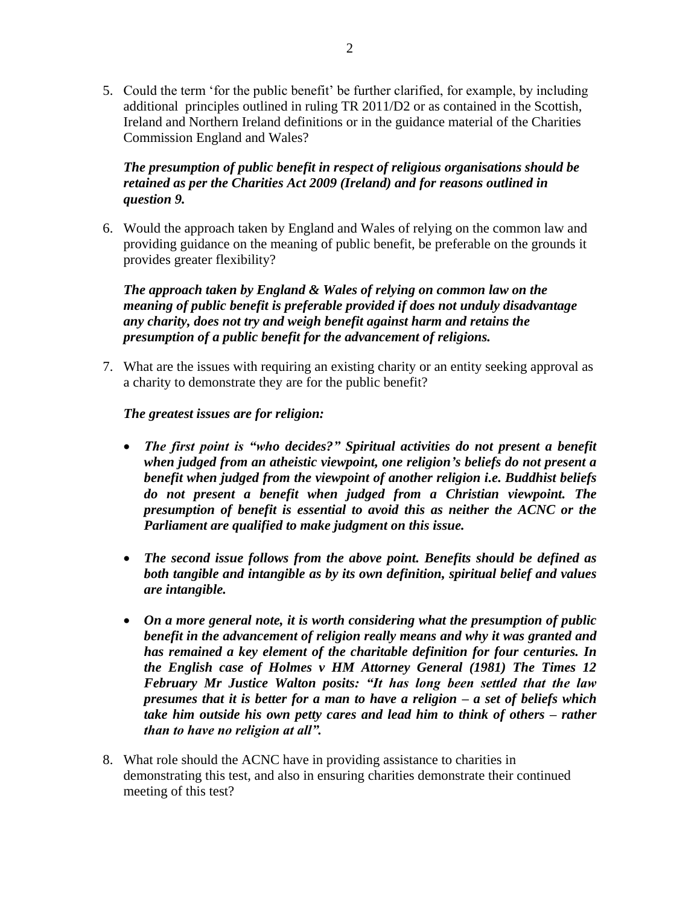5. Could the term 'for the public benefit' be further clarified, for example, by including additional principles outlined in ruling TR 2011/D2 or as contained in the Scottish, Ireland and Northern Ireland definitions or in the guidance material of the Charities Commission England and Wales?

   ***The presumption of public benefit in respect of religious organisations should be retained as per the Charities Act 2009 (Ireland) and for reasons outlined in question 9.***

6. Would the approach taken by England and Wales of relying on the common law and providing guidance on the meaning of public benefit, be preferable on the grounds it provides greater flexibility?

   ***The approach taken by England & Wales of relying on common law on the meaning of public benefit is preferable provided if does not unduly disadvantage any charity, does not try and weigh benefit against harm and retains the presumption of a public benefit for the advancement of religions.***

7. What are the issues with requiring an existing charity or an entity seeking approval as a charity to demonstrate they are for the public benefit?

   ***The greatest issues are for religion:***

   - ***The first point is "who decides?" Spiritual activities do not present a benefit when judged from an atheistic viewpoint, one religion's beliefs do not present a benefit when judged from the viewpoint of another religion i.e. Buddhist beliefs do not present a benefit when judged from a Christian viewpoint. The presumption of benefit is essential to avoid this as neither the ACNC or the Parliament are qualified to make judgment on this issue.***

   - ***The second issue follows from the above point. Benefits should be defined as both tangible and intangible as by its own definition, spiritual belief and values are intangible.***

   - ***On a more general note, it is worth considering what the presumption of public benefit in the advancement of religion really means and why it was granted and has remained a key element of the charitable definition for four centuries. In the English case of Holmes v HM Attorney General (1981) The Times 12 February Mr Justice Walton posits: "It has long been settled that the law presumes that it is better for a man to have a religion – a set of beliefs which take him outside his own petty cares and lead him to think of others – rather than to have no religion at all".***

8. What role should the ACNC have in providing assistance to charities in demonstrating this test, and also in ensuring charities demonstrate their continued meeting of this test?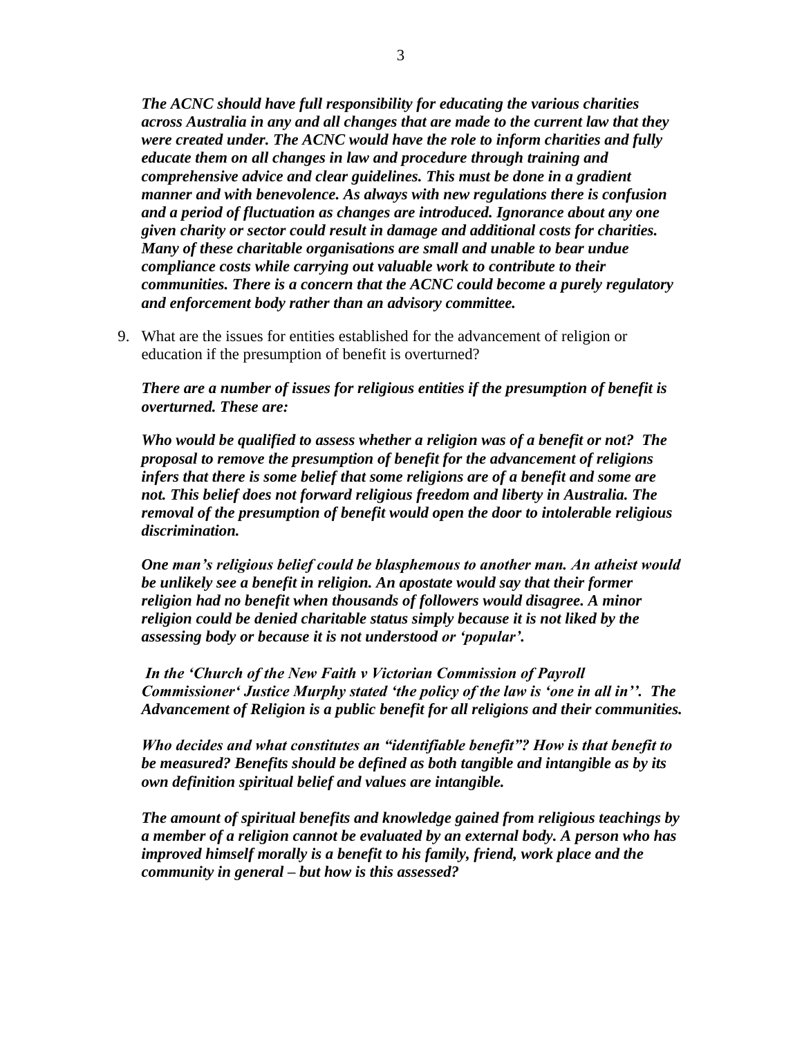***The ACNC should have full responsibility for educating the various charities across Australia in any and all changes that are made to the current law that they were created under. The ACNC would have the role to inform charities and fully educate them on all changes in law and procedure through training and comprehensive advice and clear guidelines. This must be done in a gradient manner and with benevolence. As always with new regulations there is confusion and a period of fluctuation as changes are introduced. Ignorance about any one given charity or sector could result in damage and additional costs for charities. Many of these charitable organisations are small and unable to bear undue compliance costs while carrying out valuable work to contribute to their communities. There is a concern that the ACNC could become a purely regulatory and enforcement body rather than an advisory committee.***

9. What are the issues for entities established for the advancement of religion or education if the presumption of benefit is overturned?

   ***There are a number of issues for religious entities if the presumption of benefit is overturned. These are:***

   ***Who would be qualified to assess whether a religion was of a benefit or not? The proposal to remove the presumption of benefit for the advancement of religions infers that there is some belief that some religions are of a benefit and some are not. This belief does not forward religious freedom and liberty in Australia. The removal of the presumption of benefit would open the door to intolerable religious discrimination.***

   ***One man's religious belief could be blasphemous to another man. An atheist would be unlikely see a benefit in religion. An apostate would say that their former religion had no benefit when thousands of followers would disagree. A minor religion could be denied charitable status simply because it is not liked by the assessing body or because it is not understood or 'popular'.***

   ***In the 'Church of the New Faith v Victorian Commission of Payroll Commissioner' Justice Murphy stated 'the policy of the law is 'one in all in''. The Advancement of Religion is a public benefit for all religions and their communities.***

   ***Who decides and what constitutes an "identifiable benefit"? How is that benefit to be measured? Benefits should be defined as both tangible and intangible as by its own definition spiritual belief and values are intangible.***

   ***The amount of spiritual benefits and knowledge gained from religious teachings by a member of a religion cannot be evaluated by an external body. A person who has improved himself morally is a benefit to his family, friend, work place and the community in general – but how is this assessed?***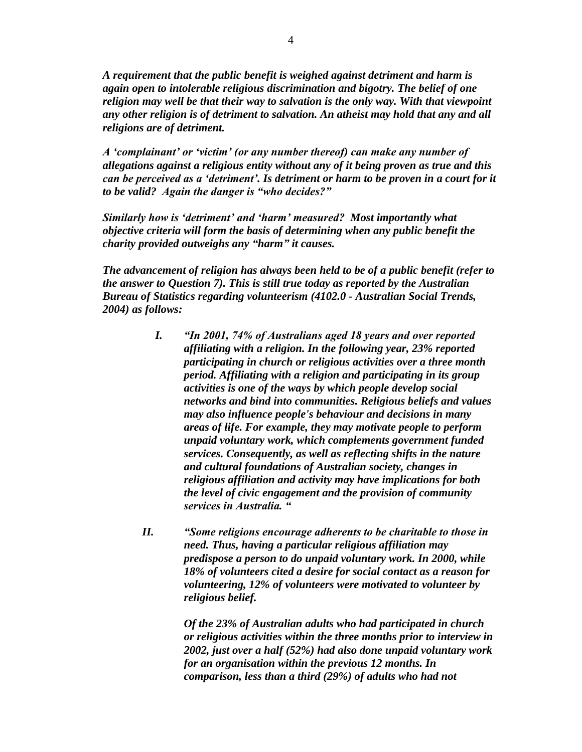***A requirement that the public benefit is weighed against detriment and harm is again open to intolerable religious discrimination and bigotry. The belief of one religion may well be that their way to salvation is the only way. With that viewpoint any other religion is of detriment to salvation. An atheist may hold that any and all religions are of detriment.***

***A 'complainant' or 'victim' (or any number thereof) can make any number of allegations against a religious entity without any of it being proven as true and this can be perceived as a 'detriment'. Is detriment or harm to be proven in a court for it to be valid? Again the danger is "who decides?"***

***Similarly how is 'detriment' and 'harm' measured? Most importantly what objective criteria will form the basis of determining when any public benefit the charity provided outweighs any "harm" it causes.***

***The advancement of religion has always been held to be of a public benefit (refer to the answer to Question 7). This is still true today as reported by the Australian Bureau of Statistics regarding volunteerism (4102.0 - Australian Social Trends, 2004) as follows:***

> ***I. "In 2001, 74% of Australians aged 18 years and over reported affiliating with a religion. In the following year, 23% reported participating in church or religious activities over a three month period. Affiliating with a religion and participating in its group activities is one of the ways by which people develop social networks and bind into communities. Religious beliefs and values may also influence people's behaviour and decisions in many areas of life. For example, they may motivate people to perform unpaid voluntary work, which complements government funded services. Consequently, as well as reflecting shifts in the nature and cultural foundations of Australian society, changes in religious affiliation and activity may have implications for both the level of civic engagement and the provision of community services in Australia. "***
>
> ***II. "Some religions encourage adherents to be charitable to those in need. Thus, having a particular religious affiliation may predispose a person to do unpaid voluntary work. In 2000, while 18% of volunteers cited a desire for social contact as a reason for volunteering, 12% of volunteers were motivated to volunteer by religious belief.***
>
> ***Of the 23% of Australian adults who had participated in church or religious activities within the three months prior to interview in 2002, just over a half (52%) had also done unpaid voluntary work for an organisation within the previous 12 months. In comparison, less than a third (29%) of adults who had not***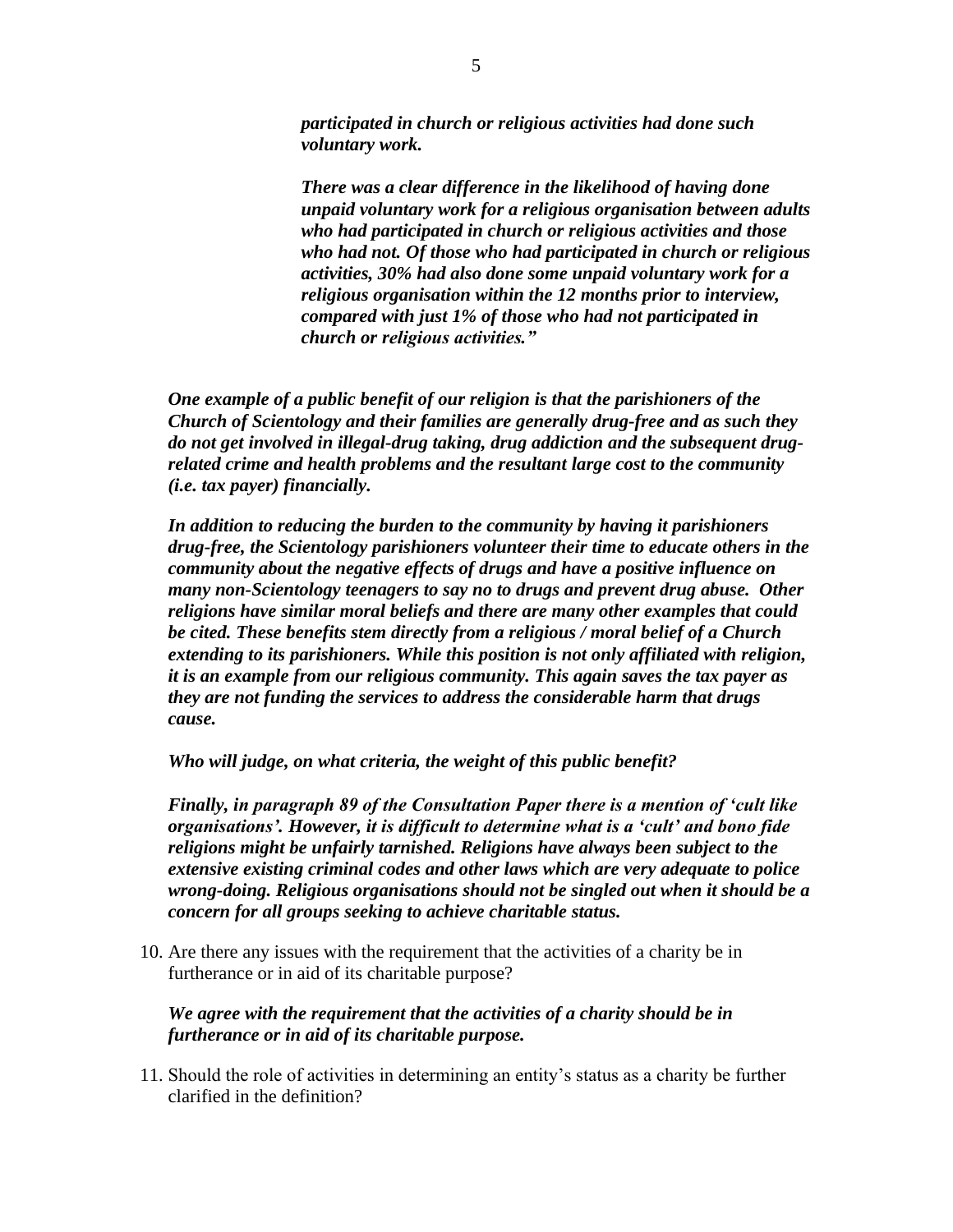> ***participated in church or religious activities had done such voluntary work.***
>
> ***There was a clear difference in the likelihood of having done unpaid voluntary work for a religious organisation between adults who had participated in church or religious activities and those who had not. Of those who had participated in church or religious activities, 30% had also done some unpaid voluntary work for a religious organisation within the 12 months prior to interview, compared with just 1% of those who had not participated in church or religious activities."***

***One example of a public benefit of our religion is that the parishioners of the Church of Scientology and their families are generally drug-free and as such they do not get involved in illegal-drug taking, drug addiction and the subsequent drug-related crime and health problems and the resultant large cost to the community (i.e. tax payer) financially.***

***In addition to reducing the burden to the community by having it parishioners drug-free, the Scientology parishioners volunteer their time to educate others in the community about the negative effects of drugs and have a positive influence on many non-Scientology teenagers to say no to drugs and prevent drug abuse. Other religions have similar moral beliefs and there are many other examples that could be cited. These benefits stem directly from a religious / moral belief of a Church extending to its parishioners. While this position is not only affiliated with religion, it is an example from our religious community. This again saves the tax payer as they are not funding the services to address the considerable harm that drugs cause.***

***Who will judge, on what criteria, the weight of this public benefit?***

***Finally, in paragraph 89 of the Consultation Paper there is a mention of 'cult like organisations'. However, it is difficult to determine what is a 'cult' and bono fide religions might be unfairly tarnished. Religions have always been subject to the extensive existing criminal codes and other laws which are very adequate to police wrong-doing. Religious organisations should not be singled out when it should be a concern for all groups seeking to achieve charitable status.***

10. Are there any issues with the requirement that the activities of a charity be in furtherance or in aid of its charitable purpose?

    ***We agree with the requirement that the activities of a charity should be in furtherance or in aid of its charitable purpose.***

11. Should the role of activities in determining an entity's status as a charity be further clarified in the definition?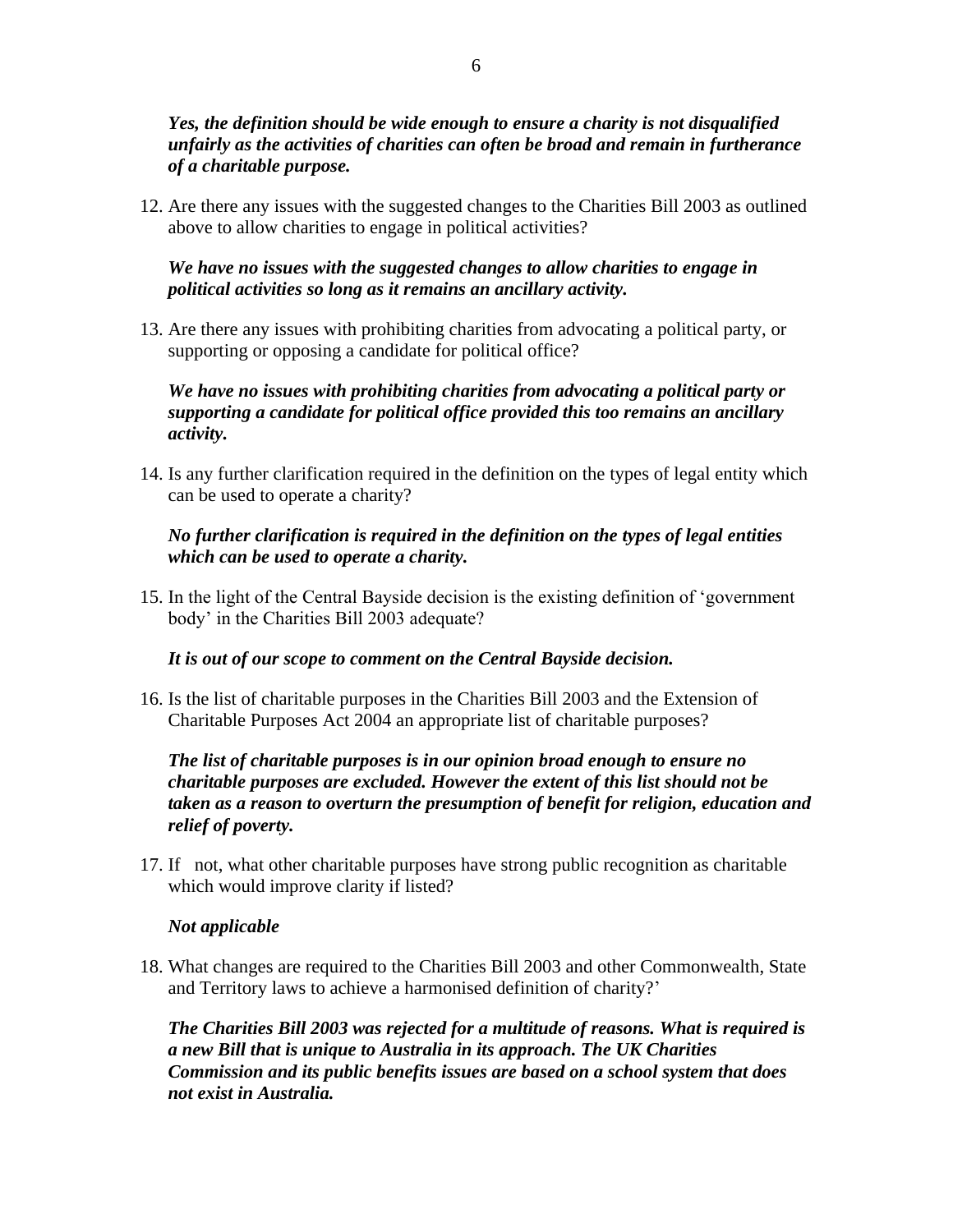***Yes, the definition should be wide enough to ensure a charity is not disqualified unfairly as the activities of charities can often be broad and remain in furtherance of a charitable purpose.***

12. Are there any issues with the suggested changes to the Charities Bill 2003 as outlined above to allow charities to engage in political activities?

    ***We have no issues with the suggested changes to allow charities to engage in political activities so long as it remains an ancillary activity.***

13. Are there any issues with prohibiting charities from advocating a political party, or supporting or opposing a candidate for political office?

    ***We have no issues with prohibiting charities from advocating a political party or supporting a candidate for political office provided this too remains an ancillary activity.***

14. Is any further clarification required in the definition on the types of legal entity which can be used to operate a charity?

    ***No further clarification is required in the definition on the types of legal entities which can be used to operate a charity.***

15. In the light of the Central Bayside decision is the existing definition of 'government body' in the Charities Bill 2003 adequate?

    ***It is out of our scope to comment on the Central Bayside decision.***

16. Is the list of charitable purposes in the Charities Bill 2003 and the Extension of Charitable Purposes Act 2004 an appropriate list of charitable purposes?

    ***The list of charitable purposes is in our opinion broad enough to ensure no charitable purposes are excluded. However the extent of this list should not be taken as a reason to overturn the presumption of benefit for religion, education and relief of poverty.***

17. If not, what other charitable purposes have strong public recognition as charitable which would improve clarity if listed?

    ***Not applicable***

18. What changes are required to the Charities Bill 2003 and other Commonwealth, State and Territory laws to achieve a harmonised definition of charity?'

    ***The Charities Bill 2003 was rejected for a multitude of reasons. What is required is a new Bill that is unique to Australia in its approach. The UK Charities Commission and its public benefits issues are based on a school system that does not exist in Australia.***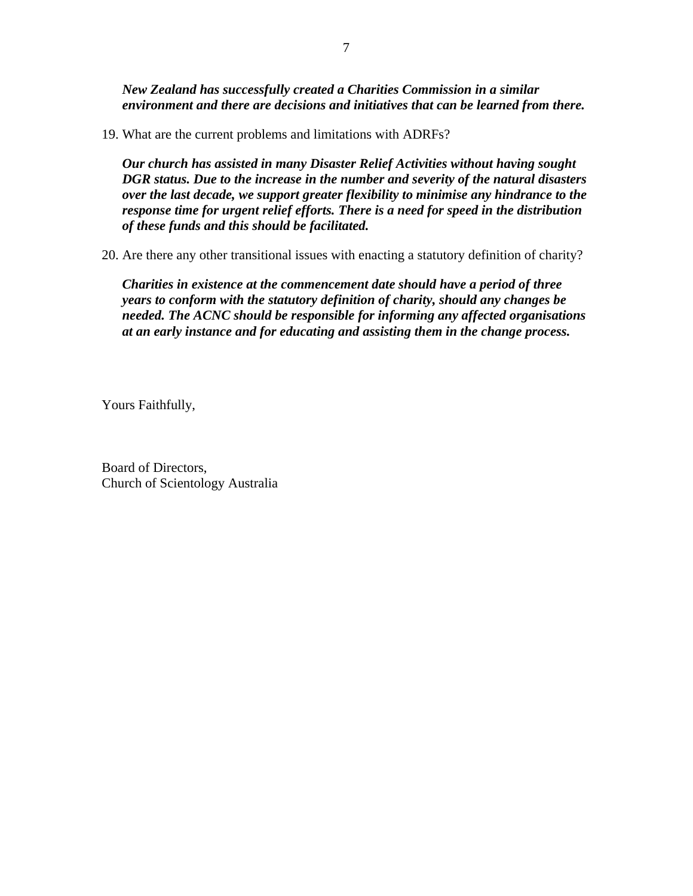***New Zealand has successfully created a Charities Commission in a similar environment and there are decisions and initiatives that can be learned from there.***

19. What are the current problems and limitations with ADRFs?

    ***Our church has assisted in many Disaster Relief Activities without having sought DGR status. Due to the increase in the number and severity of the natural disasters over the last decade, we support greater flexibility to minimise any hindrance to the response time for urgent relief efforts. There is a need for speed in the distribution of these funds and this should be facilitated.***

20. Are there any other transitional issues with enacting a statutory definition of charity?

    ***Charities in existence at the commencement date should have a period of three years to conform with the statutory definition of charity, should any changes be needed. The ACNC should be responsible for informing any affected organisations at an early instance and for educating and assisting them in the change process.***

Yours Faithfully,

Board of Directors,
Church of Scientology Australia